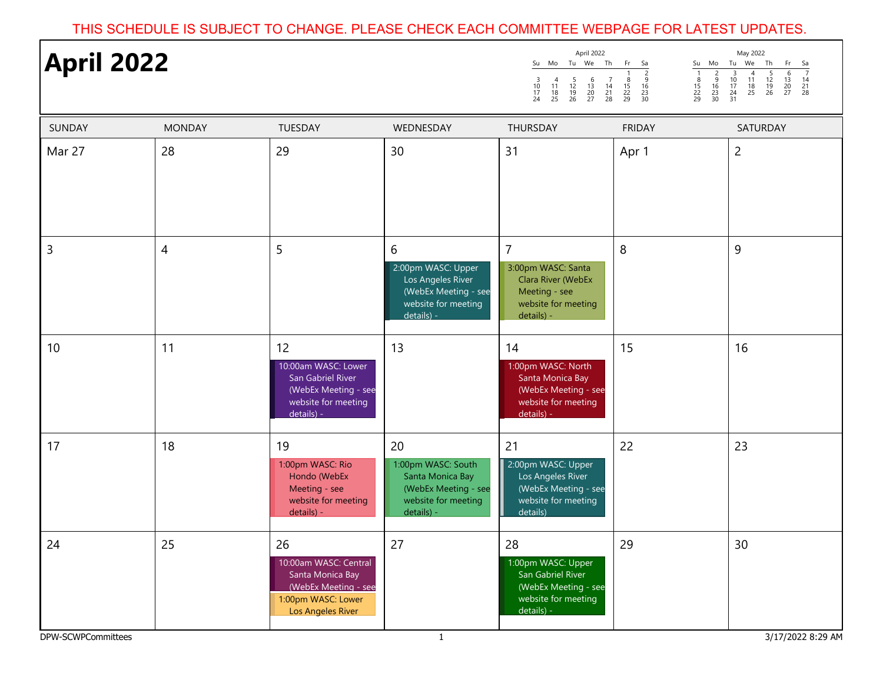THIS SCHEDULE IS SUBJECT TO CHANGE. PLEASE CHECK EACH COMMITTEE WEBPAGE FOR LATEST UPDATES.

# April 2022

**April 2022**

| Su | Mo | Tu | We | Th | Fr | Sa |
|---|---|---|---|---|---|---|
| | | | | | 1 | 2 |
| 3 | 4 | 5 | 6 | 7 | 8 | 9 |
| 10 | 11 | 12 | 13 | 14 | 15 | 16 |
| 17 | 18 | 19 | 20 | 21 | 22 | 23 |
| 24 | 25 | 26 | 27 | 28 | 29 | 30 |

**May 2022**

| Su | Mo | Tu | We | Th | Fr | Sa |
|---|---|---|---|---|---|---|
| 1 | 2 | 3 | 4 | 5 | 6 | 7 |
| 8 | 9 | 10 | 11 | 12 | 13 | 14 |
| 15 | 16 | 17 | 18 | 19 | 20 | 21 |
| 22 | 23 | 24 | 25 | 26 | 27 | 28 |
| 29 | 30 | 31 | | | | |

| SUNDAY | MONDAY | TUESDAY | WEDNESDAY | THURSDAY | FRIDAY | SATURDAY |
|---|---|---|---|---|---|---|
| Mar 27 | 28 | 29 | 30 | 31 | Apr 1 | 2 |
| 3 | 4 | 5 | 6<br>2:00pm WASC: Upper Los Angeles River (WebEx Meeting - see website for meeting details) - | 7<br>3:00pm WASC: Santa Clara River (WebEx Meeting - see website for meeting details) - | 8 | 9 |
| 10 | 11 | 12<br>10:00am WASC: Lower San Gabriel River (WebEx Meeting - see website for meeting details) - | 13 | 14<br>1:00pm WASC: North Santa Monica Bay (WebEx Meeting - see website for meeting details) - | 15 | 16 |
| 17 | 18 | 19<br>1:00pm WASC: Rio Hondo (WebEx Meeting - see website for meeting details) - | 20<br>1:00pm WASC: South Santa Monica Bay (WebEx Meeting - see website for meeting details) - | 21<br>2:00pm WASC: Upper Los Angeles River (WebEx Meeting - see website for meeting details) | 22 | 23 |
| 24 | 25 | 26<br>10:00am WASC: Central Santa Monica Bay (WebEx Meeting - see<br>1:00pm WASC: Lower Los Angeles River | 27 | 28<br>1:00pm WASC: Upper San Gabriel River (WebEx Meeting - see website for meeting details) - | 29 | 30 |

DPW-SCWPCommittees

3/17/2022 8:29 AM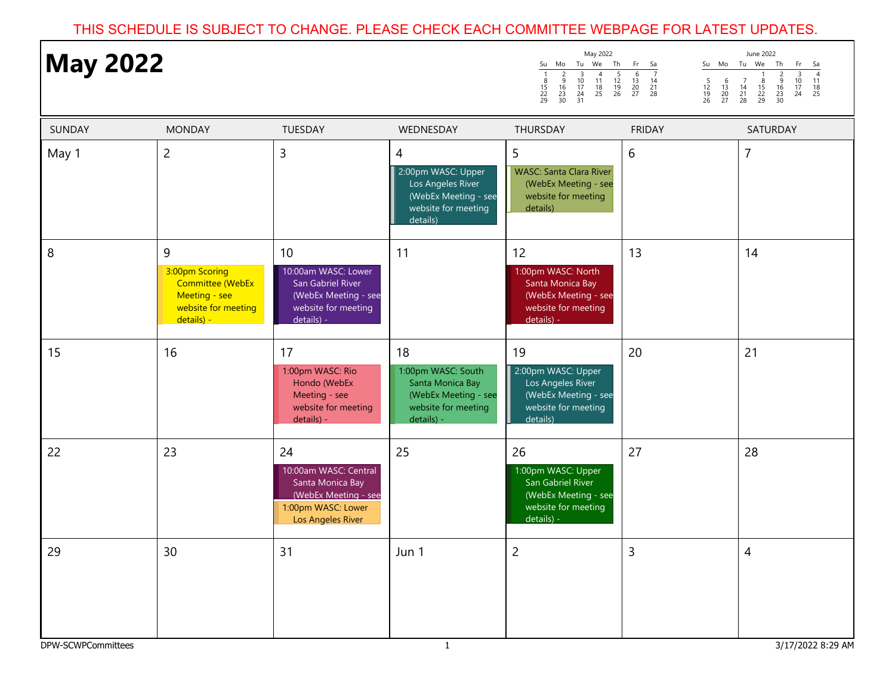THIS SCHEDULE IS SUBJECT TO CHANGE. PLEASE CHECK EACH COMMITTEE WEBPAGE FOR LATEST UPDATES.

# May 2022

| SUNDAY | MONDAY | TUESDAY | WEDNESDAY | THURSDAY | FRIDAY | SATURDAY |
|---|---|---|---|---|---|---|
| May 1 | 2 | 3 | 4<br>2:00pm WASC: Upper Los Angeles River (WebEx Meeting - see website for meeting details) | 5<br>WASC: Santa Clara River (WebEx Meeting - see website for meeting details) | 6 | 7 |
| 8 | 9<br>3:00pm Scoring Committee (WebEx Meeting - see website for meeting details) - | 10<br>10:00am WASC: Lower San Gabriel River (WebEx Meeting - see website for meeting details) - | 11 | 12<br>1:00pm WASC: North Santa Monica Bay (WebEx Meeting - see website for meeting details) - | 13 | 14 |
| 15 | 16 | 17<br>1:00pm WASC: Rio Hondo (WebEx Meeting - see website for meeting details) - | 18<br>1:00pm WASC: South Santa Monica Bay (WebEx Meeting - see website for meeting details) - | 19<br>2:00pm WASC: Upper Los Angeles River (WebEx Meeting - see website for meeting details) | 20 | 21 |
| 22 | 23 | 24<br>10:00am WASC: Central Santa Monica Bay (WebEx Meeting - see<br>1:00pm WASC: Lower Los Angeles River | 25 | 26<br>1:00pm WASC: Upper San Gabriel River (WebEx Meeting - see website for meeting details) - | 27 | 28 |
| 29 | 30 | 31 | Jun 1 | 2 | 3 | 4 |

DPW-SCWPCommittees

3/17/2022 8:29 AM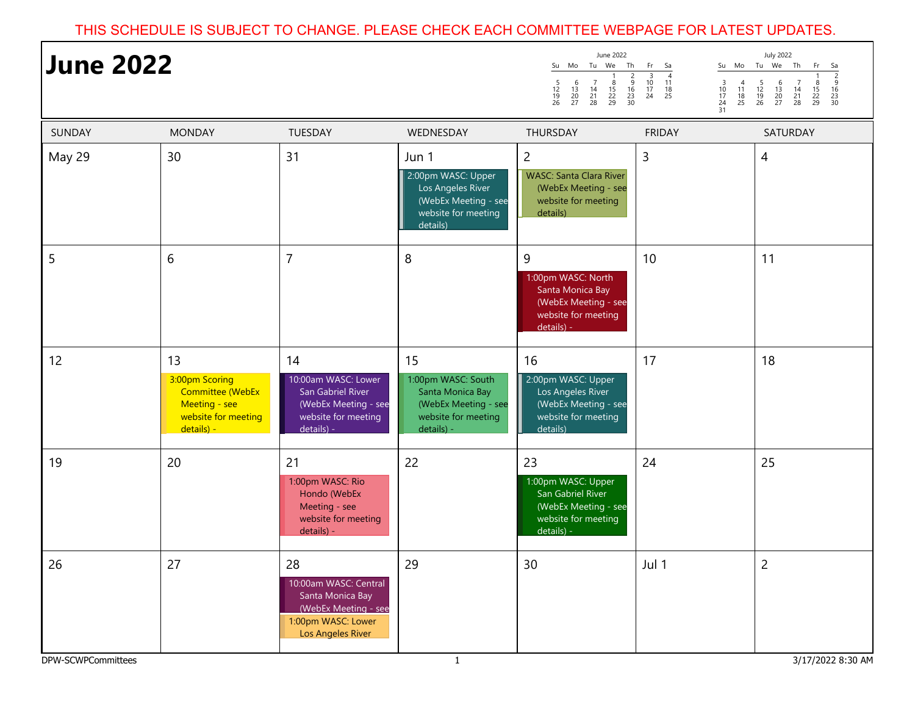THIS SCHEDULE IS SUBJECT TO CHANGE. PLEASE CHECK EACH COMMITTEE WEBPAGE FOR LATEST UPDATES.

# June 2022

| June 2022 | | | | | | |
|---|---|---|---|---|---|---|
| Su | Mo | Tu | We | Th | Fr | Sa |
| | | | 1 | 2 | 3 | 4 |
| 5 | 6 | 7 | 8 | 9 | 10 | 11 |
| 12 | 13 | 14 | 15 | 16 | 17 | 18 |
| 19 | 20 | 21 | 22 | 23 | 24 | 25 |
| 26 | 27 | 28 | 29 | 30 | | |

| July 2022 | | | | | | |
|---|---|---|---|---|---|---|
| Su | Mo | Tu | We | Th | Fr | Sa |
| | | | | | 1 | 2 |
| 3 | 4 | 5 | 6 | 7 | 8 | 9 |
| 10 | 11 | 12 | 13 | 14 | 15 | 16 |
| 17 | 18 | 19 | 20 | 21 | 22 | 23 |
| 24 | 25 | 26 | 27 | 28 | 29 | 30 |
| 31 | | | | | | |

| SUNDAY | MONDAY | TUESDAY | WEDNESDAY | THURSDAY | FRIDAY | SATURDAY |
|---|---|---|---|---|---|---|
| May 29 | 30 | 31 | Jun 1<br>2:00pm WASC: Upper Los Angeles River (WebEx Meeting - see website for meeting details) | 2<br>WASC: Santa Clara River (WebEx Meeting - see website for meeting details) | 3 | 4 |
| 5 | 6 | 7 | 8 | 9<br>1:00pm WASC: North Santa Monica Bay (WebEx Meeting - see website for meeting details) - | 10 | 11 |
| 12 | 13<br>3:00pm Scoring Committee (WebEx Meeting - see website for meeting details) - | 14<br>10:00am WASC: Lower San Gabriel River (WebEx Meeting - see website for meeting details) - | 15<br>1:00pm WASC: South Santa Monica Bay (WebEx Meeting - see website for meeting details) - | 16<br>2:00pm WASC: Upper Los Angeles River (WebEx Meeting - see website for meeting details) | 17 | 18 |
| 19 | 20 | 21<br>1:00pm WASC: Rio Hondo (WebEx Meeting - see website for meeting details) - | 22 | 23<br>1:00pm WASC: Upper San Gabriel River (WebEx Meeting - see website for meeting details) - | 24 | 25 |
| 26 | 27 | 28<br>10:00am WASC: Central Santa Monica Bay (WebEx Meeting - see<br>1:00pm WASC: Lower Los Angeles River | 29 | 30 | Jul 1 | 2 |

DPW-SCWPCommittees

3/17/2022 8:30 AM